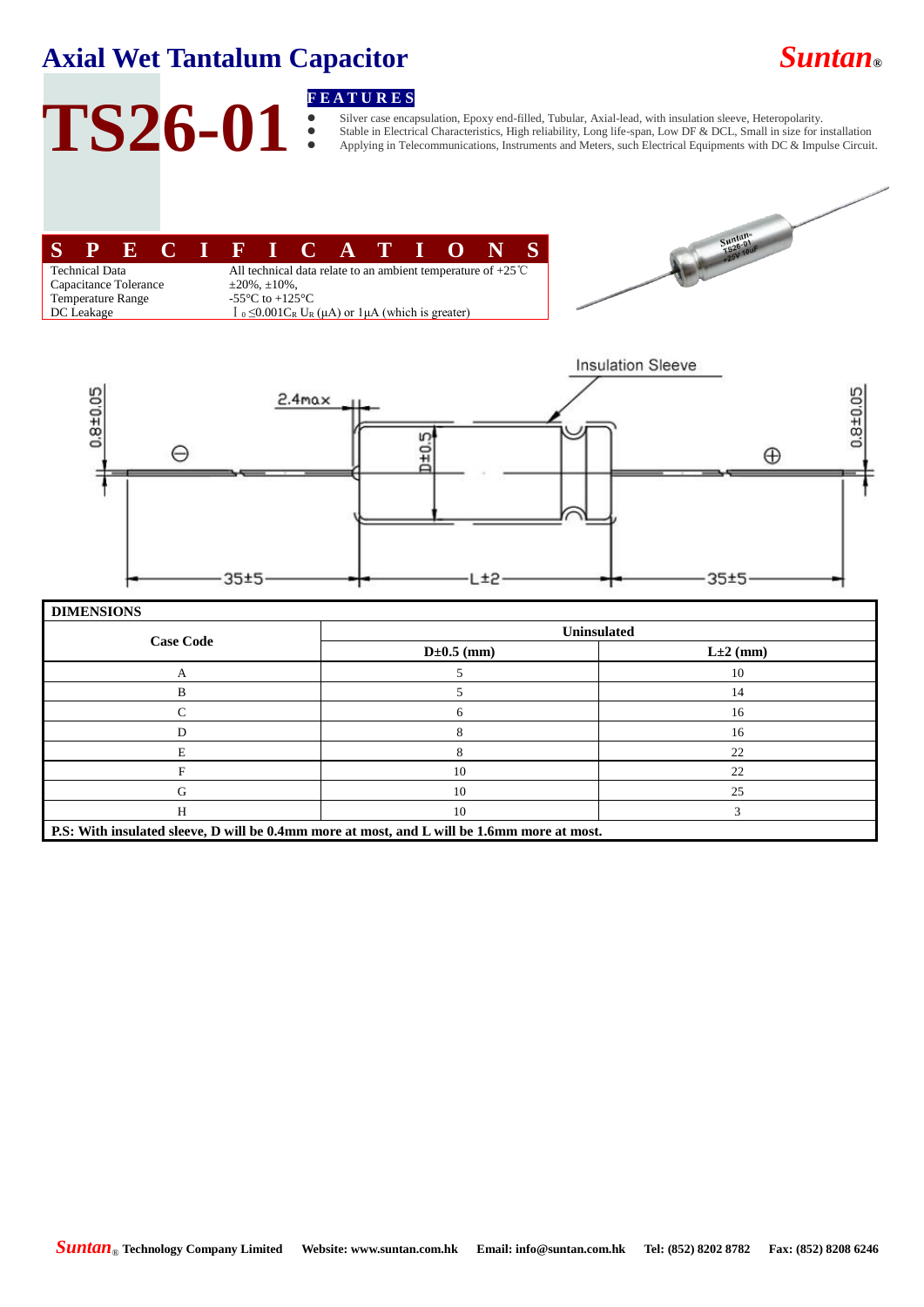# Axial Wet Tantalum Capacitor

**Suntan®**

# TS26-01

**FEATURES**

- Silver case encapsulation, Epoxy end-filled, Tubular, Axial-lead, with insulation sleeve, Heteropolarity.
- Stable in Electrical Characteristics, High reliability, Long life-span, Low DF & DCL, Small in size for installation
- Applying in Telecommunications, Instruments and Meters, such Electrical Equipments with DC & Impulse Circuit.

## SPECIFICATIONS

| | |
|---|---|
| Technical Data | All technical data relate to an ambient temperature of +25℃ |
| Capacitance Tolerance | ±20%, ±10%, |
| Temperature Range | -55°C to +125°C |
| DC Leakage | $I_0 \leq 0.001 C_R U_R$ (μA) or 1μA (which is greater) |

Insulation Sleeve

0.8±0.05 2.4max D±0.5 0.8±0.05

⊖ ⊕

35±5 L±2 35±5

**DIMENSIONS**

| Case Code | Uninsulated | |
|---|---|---|
| | D±0.5 (mm) | L±2 (mm) |
| A | 5 | 10 |
| B | 5 | 14 |
| C | 6 | 16 |
| D | 8 | 16 |
| E | 8 | 22 |
| F | 10 | 22 |
| G | 10 | 25 |
| H | 10 | 3 |

**P.S: With insulated sleeve, D will be 0.4mm more at most, and L will be 1.6mm more at most.**

*Suntan*® **Technology Company Limited Website: www.suntan.com.hk Email: info@suntan.com.hk Tel: (852) 8202 8782 Fax: (852) 8208 6246**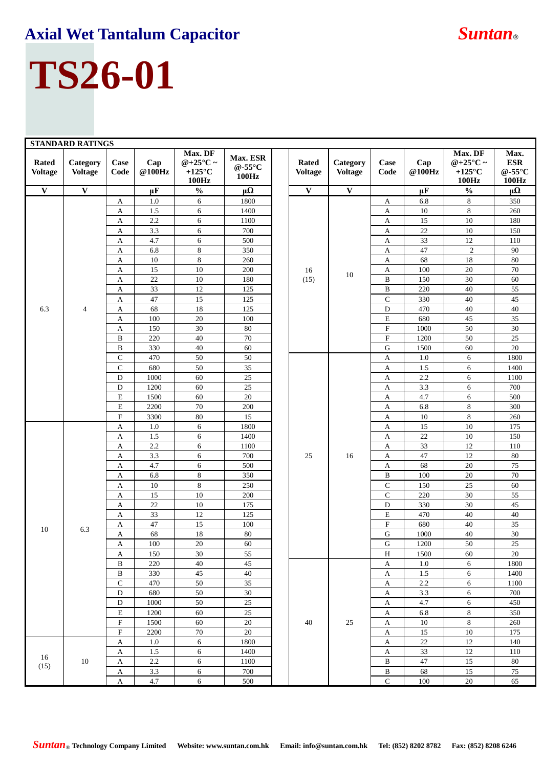# Axial Wet Tantalum Capacitor

# TS26-01

**STANDARD RATINGS**

| Rated Voltage | Category Voltage | Case Code | Cap @100Hz | Max. DF @+25°C ~ +125°C 100Hz | Max. ESR @-55°C 100Hz |
|---|---|---|---|---|---|
| V | V | | µF | % | µΩ |
| 6.3 | 4 | A | 1.0 | 6 | 1800 |
| | | A | 1.5 | 6 | 1400 |
| | | A | 2.2 | 6 | 1100 |
| | | A | 3.3 | 6 | 700 |
| | | A | 4.7 | 6 | 500 |
| | | A | 6.8 | 8 | 350 |
| | | A | 10 | 8 | 260 |
| | | A | 15 | 10 | 200 |
| | | A | 22 | 10 | 180 |
| | | A | 33 | 12 | 125 |
| | | A | 47 | 15 | 125 |
| | | A | 68 | 18 | 125 |
| | | A | 100 | 20 | 100 |
| | | A | 150 | 30 | 80 |
| | | B | 220 | 40 | 70 |
| | | B | 330 | 40 | 60 |
| | | C | 470 | 50 | 50 |
| | | C | 680 | 50 | 35 |
| | | D | 1000 | 60 | 25 |
| | | D | 1200 | 60 | 25 |
| | | E | 1500 | 60 | 20 |
| | | E | 2200 | 70 | 200 |
| | | F | 3300 | 80 | 15 |
| 10 | 6.3 | A | 1.0 | 6 | 1800 |
| | | A | 1.5 | 6 | 1400 |
| | | A | 2.2 | 6 | 1100 |
| | | A | 3.3 | 6 | 700 |
| | | A | 4.7 | 6 | 500 |
| | | A | 6.8 | 8 | 350 |
| | | A | 10 | 8 | 250 |
| | | A | 15 | 10 | 200 |
| | | A | 22 | 10 | 175 |
| | | A | 33 | 12 | 125 |
| | | A | 47 | 15 | 100 |
| | | A | 68 | 18 | 80 |
| | | A | 100 | 20 | 60 |
| | | A | 150 | 30 | 55 |
| | | B | 220 | 40 | 45 |
| | | B | 330 | 45 | 40 |
| | | C | 470 | 50 | 35 |
| | | D | 680 | 50 | 30 |
| | | D | 1000 | 50 | 25 |
| | | E | 1200 | 60 | 25 |
| | | F | 1500 | 60 | 20 |
| | | F | 2200 | 70 | 20 |
| 16 (15) | 10 | A | 1.0 | 6 | 1800 |
| | | A | 1.5 | 6 | 1400 |
| | | A | 2.2 | 6 | 1100 |
| | | A | 3.3 | 6 | 700 |
| | | A | 4.7 | 6 | 500 |
| | | A | 6.8 | 8 | 350 |
| | | A | 10 | 8 | 260 |
| | | A | 15 | 10 | 180 |
| | | A | 22 | 10 | 150 |
| | | A | 33 | 12 | 110 |
| | | A | 47 | 2 | 90 |
| | | A | 68 | 18 | 80 |
| | | A | 100 | 20 | 70 |
| | | B | 150 | 30 | 60 |
| | | B | 220 | 40 | 55 |
| | | C | 330 | 40 | 45 |
| | | D | 470 | 40 | 40 |
| | | E | 680 | 45 | 35 |
| | | F | 1000 | 50 | 30 |
| | | F | 1200 | 50 | 25 |
| | | G | 1500 | 60 | 20 |
| 25 | 16 | A | 1.0 | 6 | 1800 |
| | | A | 1.5 | 6 | 1400 |
| | | A | 2.2 | 6 | 1100 |
| | | A | 3.3 | 6 | 700 |
| | | A | 4.7 | 6 | 500 |
| | | A | 6.8 | 8 | 300 |
| | | A | 10 | 8 | 260 |
| | | A | 15 | 10 | 175 |
| | | A | 22 | 10 | 150 |
| | | A | 33 | 12 | 110 |
| | | A | 47 | 12 | 80 |
| | | A | 68 | 20 | 75 |
| | | B | 100 | 20 | 70 |
| | | C | 150 | 25 | 60 |
| | | C | 220 | 30 | 55 |
| | | D | 330 | 30 | 45 |
| | | E | 470 | 40 | 40 |
| | | F | 680 | 40 | 35 |
| | | G | 1000 | 40 | 30 |
| | | G | 1200 | 50 | 25 |
| | | H | 1500 | 60 | 20 |
| 40 | 25 | A | 1.0 | 6 | 1800 |
| | | A | 1.5 | 6 | 1400 |
| | | A | 2.2 | 6 | 1100 |
| | | A | 3.3 | 6 | 700 |
| | | A | 4.7 | 6 | 450 |
| | | A | 6.8 | 8 | 350 |
| | | A | 10 | 8 | 260 |
| | | A | 15 | 10 | 175 |
| | | A | 22 | 12 | 140 |
| | | A | 33 | 12 | 110 |
| | | B | 47 | 15 | 80 |
| | | B | 68 | 15 | 75 |
| | | C | 100 | 20 | 65 |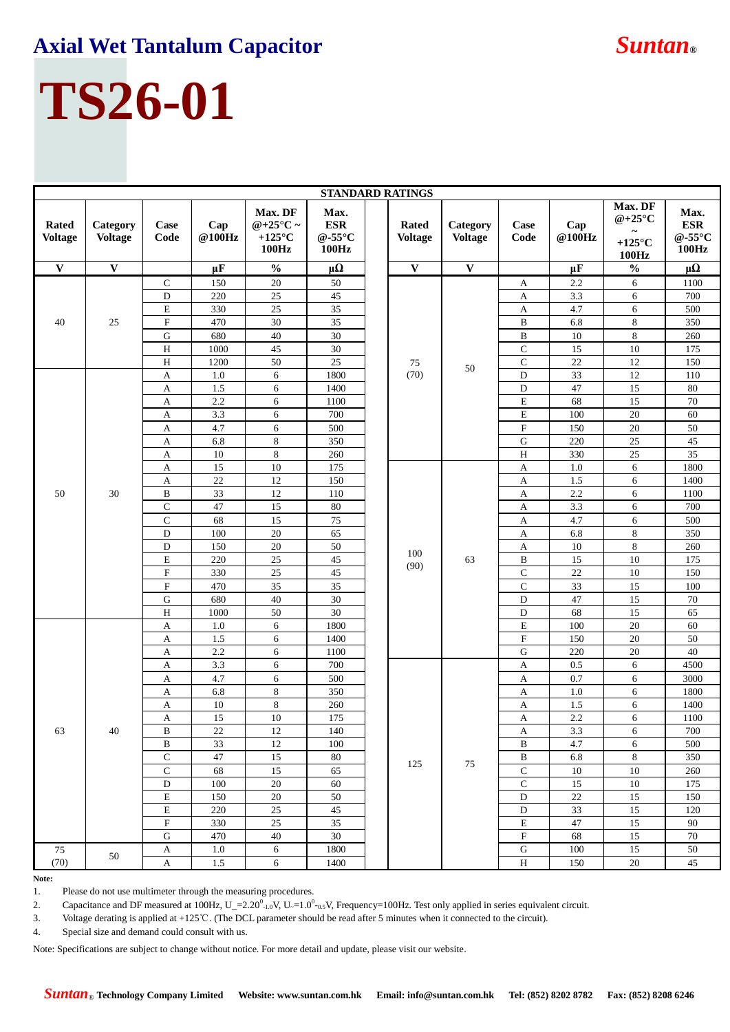# Axial Wet Tantalum Capacitor

**Suntan®**

# TS26-01

**STANDARD RATINGS**

| Rated Voltage | Category Voltage | Case Code | Cap @100Hz | Max. DF @+25°C ~ +125°C 100Hz | Max. ESR @-55°C 100Hz | | Rated Voltage | Category Voltage | Case Code | Cap @100Hz | Max. DF @+25°C ~ +125°C 100Hz | Max. ESR @-55°C 100Hz |
|---|---|---|---|---|---|---|---|---|---|---|---|---|
| V | V | | μF | % | μΩ | | V | V | | μF | % | μΩ |
| 40 | 25 | C | 150 | 20 | 50 | | 75 (70) | 50 | A | 2.2 | 6 | 1100 |
| | | D | 220 | 25 | 45 | | | | A | 3.3 | 6 | 700 |
| | | E | 330 | 25 | 35 | | | | A | 4.7 | 6 | 500 |
| | | F | 470 | 30 | 35 | | | | B | 6.8 | 8 | 350 |
| | | G | 680 | 40 | 30 | | | | B | 10 | 8 | 260 |
| | | H | 1000 | 45 | 30 | | | | C | 15 | 10 | 175 |
| | | H | 1200 | 50 | 25 | | | | C | 22 | 12 | 150 |
| 50 | 30 | A | 1.0 | 6 | 1800 | | | | D | 33 | 12 | 110 |
| | | A | 1.5 | 6 | 1400 | | | | D | 47 | 15 | 80 |
| | | A | 2.2 | 6 | 1100 | | | | E | 68 | 15 | 70 |
| | | A | 3.3 | 6 | 700 | | | | E | 100 | 20 | 60 |
| | | A | 4.7 | 6 | 500 | | | | F | 150 | 20 | 50 |
| | | A | 6.8 | 8 | 350 | | | | G | 220 | 25 | 45 |
| | | A | 10 | 8 | 260 | | | | H | 330 | 25 | 35 |
| | | A | 15 | 10 | 175 | | 100 (90) | 63 | A | 1.0 | 6 | 1800 |
| | | A | 22 | 12 | 150 | | | | A | 1.5 | 6 | 1400 |
| | | B | 33 | 12 | 110 | | | | A | 2.2 | 6 | 1100 |
| | | C | 47 | 15 | 80 | | | | A | 3.3 | 6 | 700 |
| | | C | 68 | 15 | 75 | | | | A | 4.7 | 6 | 500 |
| | | D | 100 | 20 | 65 | | | | A | 6.8 | 8 | 350 |
| | | D | 150 | 20 | 50 | | | | A | 10 | 8 | 260 |
| | | E | 220 | 25 | 45 | | | | B | 15 | 10 | 175 |
| | | F | 330 | 25 | 45 | | | | C | 22 | 10 | 150 |
| | | F | 470 | 35 | 35 | | | | C | 33 | 15 | 100 |
| | | G | 680 | 40 | 30 | | | | D | 47 | 15 | 70 |
| | | H | 1000 | 50 | 30 | | | | D | 68 | 15 | 65 |
| 63 | 40 | A | 1.0 | 6 | 1800 | | | | E | 100 | 20 | 60 |
| | | A | 1.5 | 6 | 1400 | | | | F | 150 | 20 | 50 |
| | | A | 2.2 | 6 | 1100 | | | | G | 220 | 20 | 40 |
| | | A | 3.3 | 6 | 700 | | 125 | 75 | A | 0.5 | 6 | 4500 |
| | | A | 4.7 | 6 | 500 | | | | A | 0.7 | 6 | 3000 |
| | | A | 6.8 | 8 | 350 | | | | A | 1.0 | 6 | 1800 |
| | | A | 10 | 8 | 260 | | | | A | 1.5 | 6 | 1400 |
| | | A | 15 | 10 | 175 | | | | A | 2.2 | 6 | 1100 |
| | | B | 22 | 12 | 140 | | | | A | 3.3 | 6 | 700 |
| | | B | 33 | 12 | 100 | | | | B | 4.7 | 6 | 500 |
| | | C | 47 | 15 | 80 | | | | B | 6.8 | 8 | 350 |
| | | C | 68 | 15 | 65 | | | | C | 10 | 10 | 260 |
| | | D | 100 | 20 | 60 | | | | C | 15 | 10 | 175 |
| | | E | 150 | 20 | 50 | | | | D | 22 | 15 | 150 |
| | | E | 220 | 25 | 45 | | | | D | 33 | 15 | 120 |
| | | F | 330 | 25 | 35 | | | | E | 47 | 15 | 90 |
| | | G | 470 | 40 | 30 | | | | F | 68 | 15 | 70 |
| 75 (70) | 50 | A | 1.0 | 6 | 1800 | | | | G | 100 | 15 | 50 |
| | | A | 1.5 | 6 | 1400 | | | | H | 150 | 20 | 45 |

**Note:**

1. Please do not use multimeter through the measuring procedures.
2. Capacitance and DF measured at 100Hz, $U_= = 2.20^{0}_{-1.0}$V, $U_\sim = 1.0^{0}_{-0.5}$V, Frequency=100Hz. Test only applied in series equivalent circuit.
3. Voltage derating is applied at +125℃. (The DCL parameter should be read after 5 minutes when it connected to the circuit).
4. Special size and demand could consult with us.

Note: Specifications are subject to change without notice. For more detail and update, please visit our website.

**Suntan® Technology Company Limited  Website: www.suntan.com.hk  Email: info@suntan.com.hk  Tel: (852) 8202 8782  Fax: (852) 8208 6246**